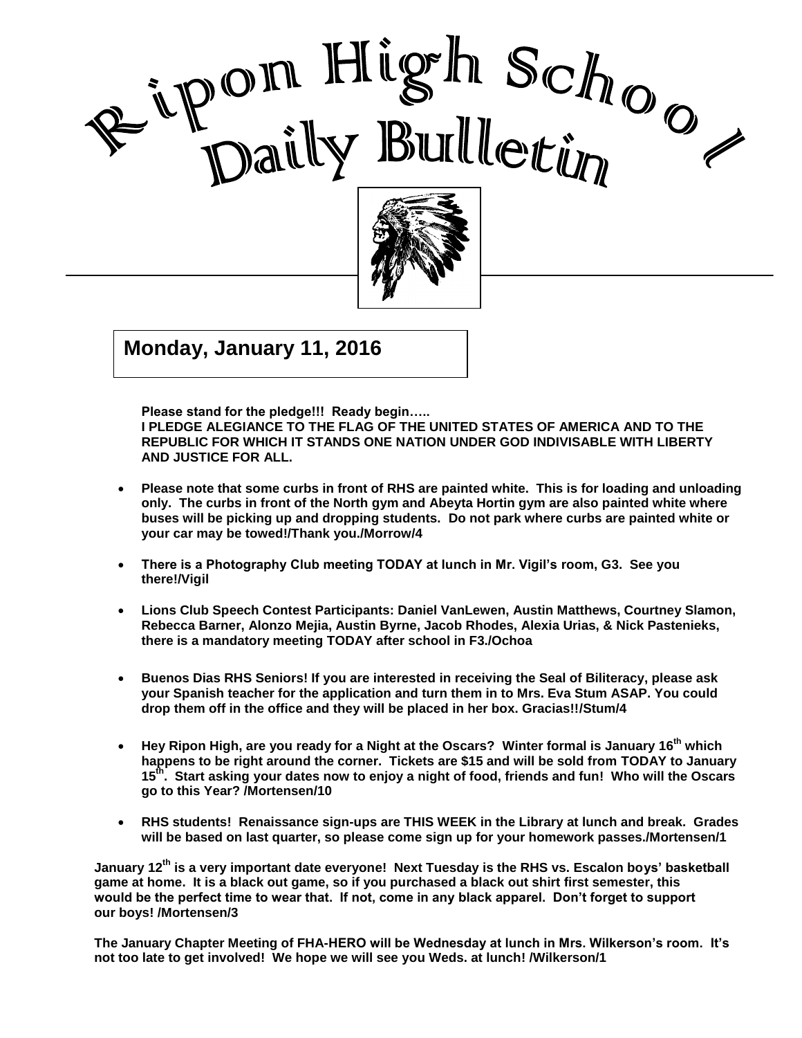# Ripon High School Daily Bulletin

**Monday, January 11, 2016**

**Please stand for the pledge!!! Ready begin…..**
**I PLEDGE ALEGIANCE TO THE FLAG OF THE UNITED STATES OF AMERICA AND TO THE REPUBLIC FOR WHICH IT STANDS ONE NATION UNDER GOD INDIVISABLE WITH LIBERTY AND JUSTICE FOR ALL.**

- **Please note that some curbs in front of RHS are painted white. This is for loading and unloading only. The curbs in front of the North gym and Abeyta Hortin gym are also painted white where buses will be picking up and dropping students. Do not park where curbs are painted white or your car may be towed!/Thank you./Morrow/4**

- **There is a Photography Club meeting TODAY at lunch in Mr. Vigil's room, G3. See you there!/Vigil**

- **Lions Club Speech Contest Participants: Daniel VanLewen, Austin Matthews, Courtney Slamon, Rebecca Barner, Alonzo Mejia, Austin Byrne, Jacob Rhodes, Alexia Urias, & Nick Pastenieks, there is a mandatory meeting TODAY after school in F3./Ochoa**

- **Buenos Dias RHS Seniors! If you are interested in receiving the Seal of Biliteracy, please ask your Spanish teacher for the application and turn them in to Mrs. Eva Stum ASAP. You could drop them off in the office and they will be placed in her box. Gracias!!/Stum/4**

- **Hey Ripon High, are you ready for a Night at the Oscars? Winter formal is January 16th which happens to be right around the corner. Tickets are $15 and will be sold from TODAY to January 15th. Start asking your dates now to enjoy a night of food, friends and fun! Who will the Oscars go to this Year? /Mortensen/10**

- **RHS students! Renaissance sign-ups are THIS WEEK in the Library at lunch and break. Grades will be based on last quarter, so please come sign up for your homework passes./Mortensen/1**

**January 12th is a very important date everyone! Next Tuesday is the RHS vs. Escalon boys' basketball game at home. It is a black out game, so if you purchased a black out shirt first semester, this would be the perfect time to wear that. If not, come in any black apparel. Don't forget to support our boys! /Mortensen/3**

**The January Chapter Meeting of FHA-HERO will be Wednesday at lunch in Mrs. Wilkerson's room. It's not too late to get involved! We hope we will see you Weds. at lunch! /Wilkerson/1**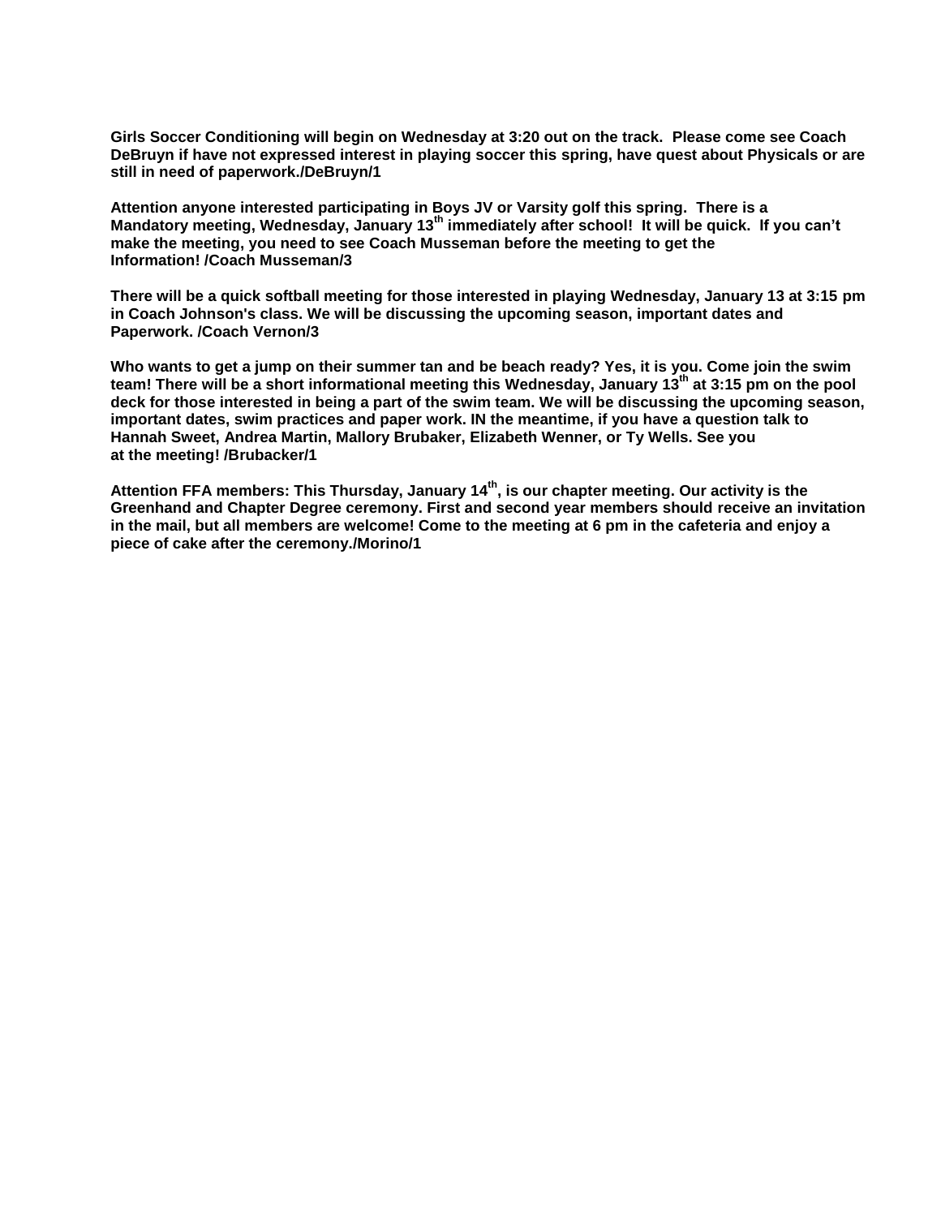**Girls Soccer Conditioning will begin on Wednesday at 3:20 out on the track. Please come see Coach DeBruyn if have not expressed interest in playing soccer this spring, have quest about Physicals or are still in need of paperwork./DeBruyn/1**

**Attention anyone interested participating in Boys JV or Varsity golf this spring. There is a Mandatory meeting, Wednesday, January 13th immediately after school! It will be quick. If you can't make the meeting, you need to see Coach Musseman before the meeting to get the Information! /Coach Musseman/3**

**There will be a quick softball meeting for those interested in playing Wednesday, January 13 at 3:15 pm in Coach Johnson's class. We will be discussing the upcoming season, important dates and Paperwork. /Coach Vernon/3**

**Who wants to get a jump on their summer tan and be beach ready? Yes, it is you. Come join the swim team! There will be a short informational meeting this Wednesday, January 13th at 3:15 pm on the pool deck for those interested in being a part of the swim team. We will be discussing the upcoming season, important dates, swim practices and paper work. IN the meantime, if you have a question talk to Hannah Sweet, Andrea Martin, Mallory Brubaker, Elizabeth Wenner, or Ty Wells. See you at the meeting! /Brubacker/1**

**Attention FFA members: This Thursday, January 14th, is our chapter meeting. Our activity is the Greenhand and Chapter Degree ceremony. First and second year members should receive an invitation in the mail, but all members are welcome! Come to the meeting at 6 pm in the cafeteria and enjoy a piece of cake after the ceremony./Morino/1**